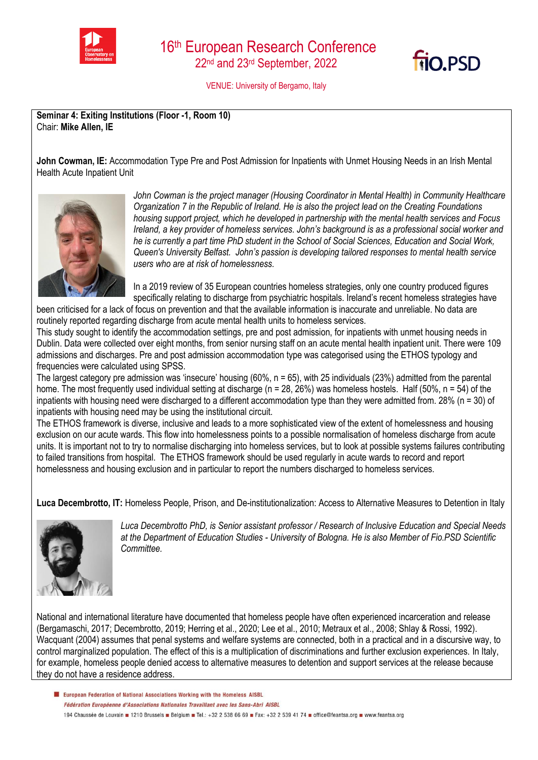# 16th European Research Conference

22nd and 23rd September, 2022

VENUE: University of Bergamo, Italy

**Seminar 4: Exiting Institutions (Floor -1, Room 10)**
Chair: **Mike Allen, IE**

**John Cowman, IE:** Accommodation Type Pre and Post Admission for Inpatients with Unmet Housing Needs in an Irish Mental Health Acute Inpatient Unit

*John Cowman is the project manager (Housing Coordinator in Mental Health) in Community Healthcare Organization 7 in the Republic of Ireland. He is also the project lead on the Creating Foundations housing support project, which he developed in partnership with the mental health services and Focus Ireland, a key provider of homeless services. John's background is as a professional social worker and he is currently a part time PhD student in the School of Social Sciences, Education and Social Work, Queen's University Belfast. John's passion is developing tailored responses to mental health service users who are at risk of homelessness.*

In a 2019 review of 35 European countries homeless strategies, only one country produced figures specifically relating to discharge from psychiatric hospitals. Ireland's recent homeless strategies have been criticised for a lack of focus on prevention and that the available information is inaccurate and unreliable. No data are routinely reported regarding discharge from acute mental health units to homeless services.

This study sought to identify the accommodation settings, pre and post admission, for inpatients with unmet housing needs in Dublin. Data were collected over eight months, from senior nursing staff on an acute mental health inpatient unit. There were 109 admissions and discharges. Pre and post admission accommodation type was categorised using the ETHOS typology and frequencies were calculated using SPSS.

The largest category pre admission was 'insecure' housing (60%, n = 65), with 25 individuals (23%) admitted from the parental home. The most frequently used individual setting at discharge (n = 28, 26%) was homeless hostels. Half (50%, n = 54) of the inpatients with housing need were discharged to a different accommodation type than they were admitted from. 28% (n = 30) of inpatients with housing need may be using the institutional circuit.

The ETHOS framework is diverse, inclusive and leads to a more sophisticated view of the extent of homelessness and housing exclusion on our acute wards. This flow into homelessness points to a possible normalisation of homeless discharge from acute units. It is important not to try to normalise discharging into homeless services, but to look at possible systems failures contributing to failed transitions from hospital. The ETHOS framework should be used regularly in acute wards to record and report homelessness and housing exclusion and in particular to report the numbers discharged to homeless services.

**Luca Decembrotto, IT:** Homeless People, Prison, and De-institutionalization: Access to Alternative Measures to Detention in Italy

*Luca Decembrotto PhD, is Senior assistant professor / Research of Inclusive Education and Special Needs at the Department of Education Studies - University of Bologna. He is also Member of Fio.PSD Scientific Committee.*

National and international literature have documented that homeless people have often experienced incarceration and release (Bergamaschi, 2017; Decembrotto, 2019; Herring et al., 2020; Lee et al., 2010; Metraux et al., 2008; Shlay & Rossi, 1992). Wacquant (2004) assumes that penal systems and welfare systems are connected, both in a practical and in a discursive way, to control marginalized population. The effect of this is a multiplication of discriminations and further exclusion experiences. In Italy, for example, homeless people denied access to alternative measures to detention and support services at the release because they do not have a residence address.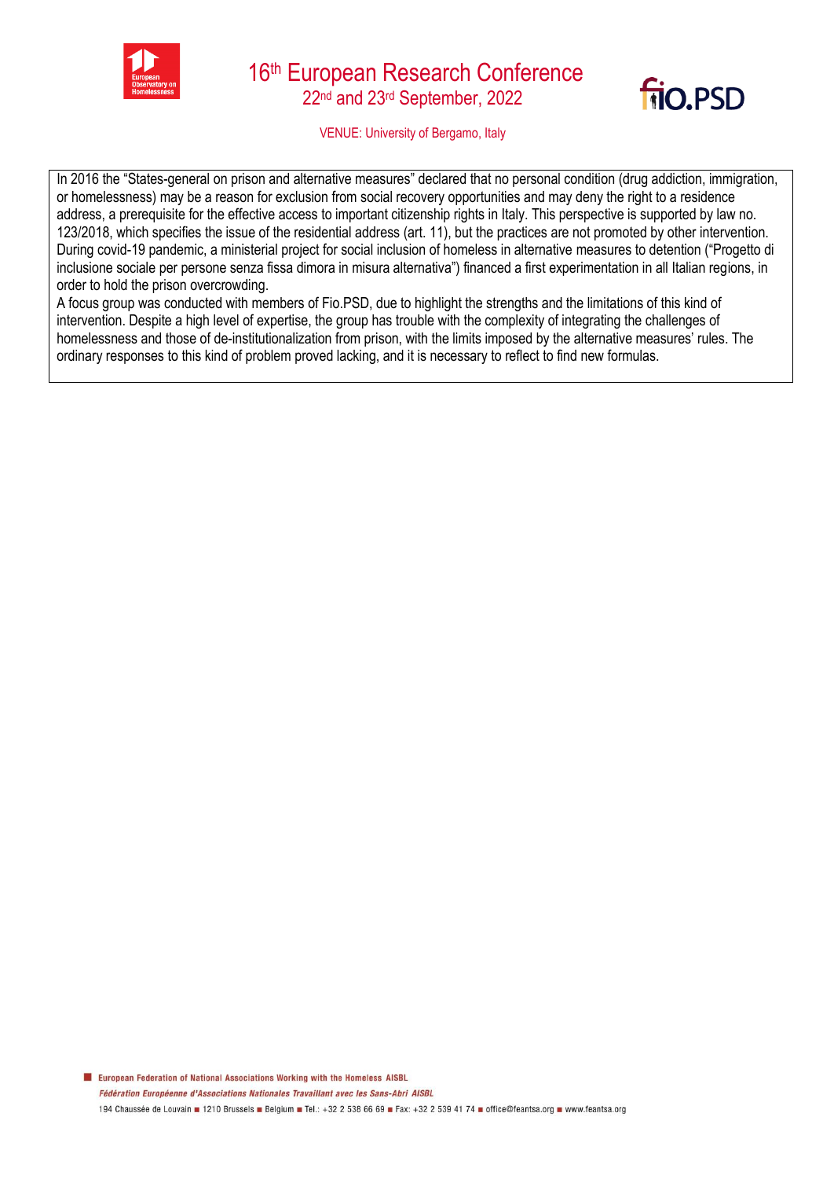In 2016 the "States-general on prison and alternative measures" declared that no personal condition (drug addiction, immigration, or homelessness) may be a reason for exclusion from social recovery opportunities and may deny the right to a residence address, a prerequisite for the effective access to important citizenship rights in Italy. This perspective is supported by law no. 123/2018, which specifies the issue of the residential address (art. 11), but the practices are not promoted by other intervention. During covid-19 pandemic, a ministerial project for social inclusion of homeless in alternative measures to detention ("Progetto di inclusione sociale per persone senza fissa dimora in misura alternativa") financed a first experimentation in all Italian regions, in order to hold the prison overcrowding.

A focus group was conducted with members of Fio.PSD, due to highlight the strengths and the limitations of this kind of intervention. Despite a high level of expertise, the group has trouble with the complexity of integrating the challenges of homelessness and those of de-institutionalization from prison, with the limits imposed by the alternative measures' rules. The ordinary responses to this kind of problem proved lacking, and it is necessary to reflect to find new formulas.